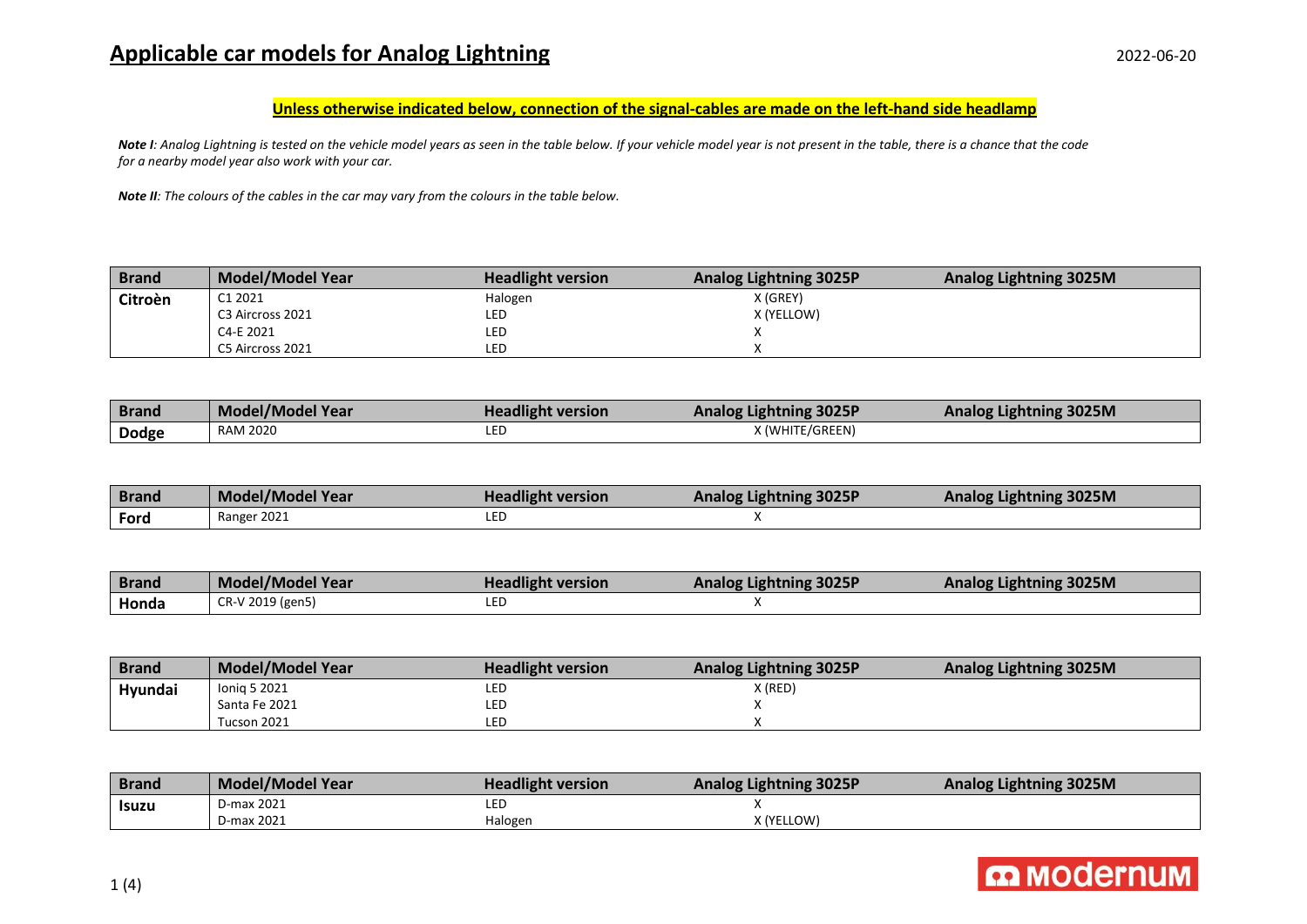# Applicable car models for Analog Lightning

2022-06-20

**Unless otherwise indicated below, connection of the signal-cables are made on the left-hand side headlamp**

***Note I****: Analog Lightning is tested on the vehicle model years as seen in the table below. If your vehicle model year is not present in the table, there is a chance that the code for a nearby model year also work with your car.*

***Note II****: The colours of the cables in the car may vary from the colours in the table below.*

| Brand | Model/Model Year | Headlight version | Analog Lightning 3025P | Analog Lightning 3025M |
|---|---|---|---|---|
| **Citroèn** | C1 2021 | Halogen | X (GREY) | |
| | C3 Aircross 2021 | LED | X (YELLOW) | |
| | C4-E 2021 | LED | X | |
| | C5 Aircross 2021 | LED | X | |

| Brand | Model/Model Year | Headlight version | Analog Lightning 3025P | Analog Lightning 3025M |
|---|---|---|---|---|
| **Dodge** | RAM 2020 | LED | X (WHITE/GREEN) | |

| Brand | Model/Model Year | Headlight version | Analog Lightning 3025P | Analog Lightning 3025M |
|---|---|---|---|---|
| **Ford** | Ranger 2021 | LED | X | |

| Brand | Model/Model Year | Headlight version | Analog Lightning 3025P | Analog Lightning 3025M |
|---|---|---|---|---|
| **Honda** | CR-V 2019 (gen5) | LED | X | |

| Brand | Model/Model Year | Headlight version | Analog Lightning 3025P | Analog Lightning 3025M |
|---|---|---|---|---|
| **Hyundai** | Ioniq 5 2021 | LED | X (RED) | |
| | Santa Fe 2021 | LED | X | |
| | Tucson 2021 | LED | X | |

| Brand | Model/Model Year | Headlight version | Analog Lightning 3025P | Analog Lightning 3025M |
|---|---|---|---|---|
| **Isuzu** | D-max 2021 | LED | X | |
| | D-max 2021 | Halogen | X (YELLOW) | |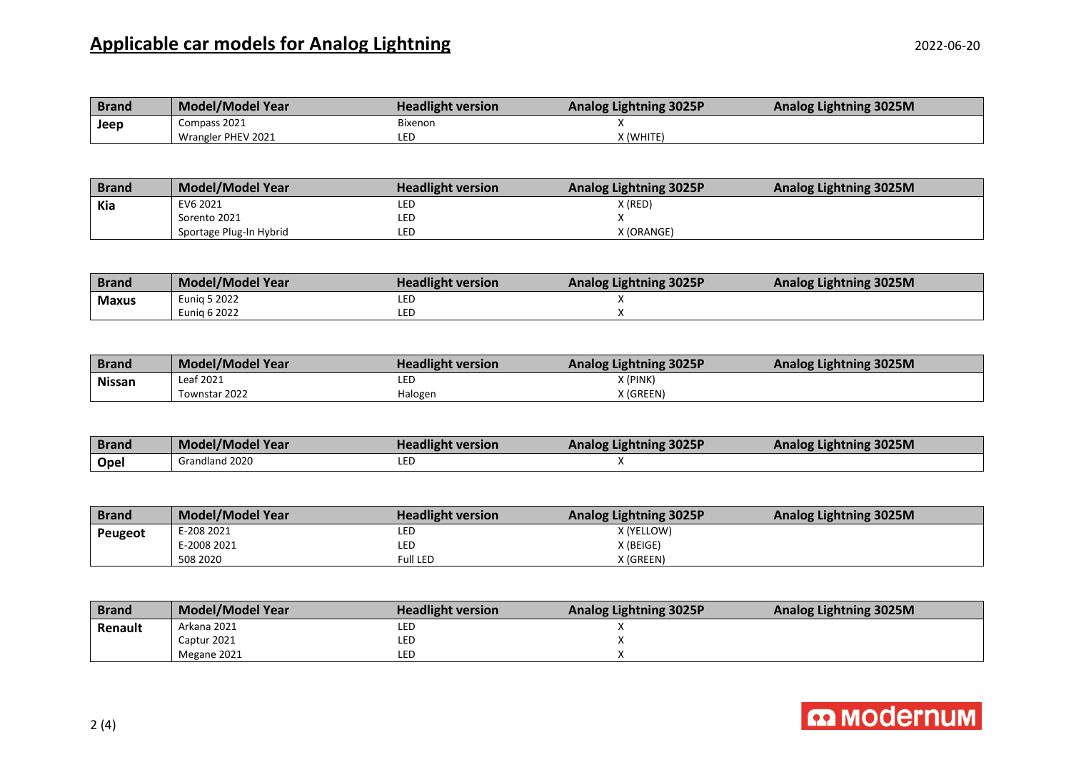# Applicable car models for Analog Lightning

2022-06-20

| Brand | Model/Model Year | Headlight version | Analog Lightning 3025P | Analog Lightning 3025M |
|---|---|---|---|---|
| Jeep | Compass 2021 | Bixenon | X | |
| | Wrangler PHEV 2021 | LED | X (WHITE) | |

| Brand | Model/Model Year | Headlight version | Analog Lightning 3025P | Analog Lightning 3025M |
|---|---|---|---|---|
| Kia | EV6 2021 | LED | X (RED) | |
| | Sorento 2021 | LED | X | |
| | Sportage Plug-In Hybrid | LED | X (ORANGE) | |

| Brand | Model/Model Year | Headlight version | Analog Lightning 3025P | Analog Lightning 3025M |
|---|---|---|---|---|
| Maxus | Euniq 5 2022 | LED | X | |
| | Euniq 6 2022 | LED | X | |

| Brand | Model/Model Year | Headlight version | Analog Lightning 3025P | Analog Lightning 3025M |
|---|---|---|---|---|
| Nissan | Leaf 2021 | LED | X (PINK) | |
| | Townstar 2022 | Halogen | X (GREEN) | |

| Brand | Model/Model Year | Headlight version | Analog Lightning 3025P | Analog Lightning 3025M |
|---|---|---|---|---|
| Opel | Grandland 2020 | LED | X | |

| Brand | Model/Model Year | Headlight version | Analog Lightning 3025P | Analog Lightning 3025M |
|---|---|---|---|---|
| Peugeot | E-208 2021 | LED | X (YELLOW) | |
| | E-2008 2021 | LED | X (BEIGE) | |
| | 508 2020 | Full LED | X (GREEN) | |

| Brand | Model/Model Year | Headlight version | Analog Lightning 3025P | Analog Lightning 3025M |
|---|---|---|---|---|
| Renault | Arkana 2021 | LED | X | |
| | Captur 2021 | LED | X | |
| | Megane 2021 | LED | X | |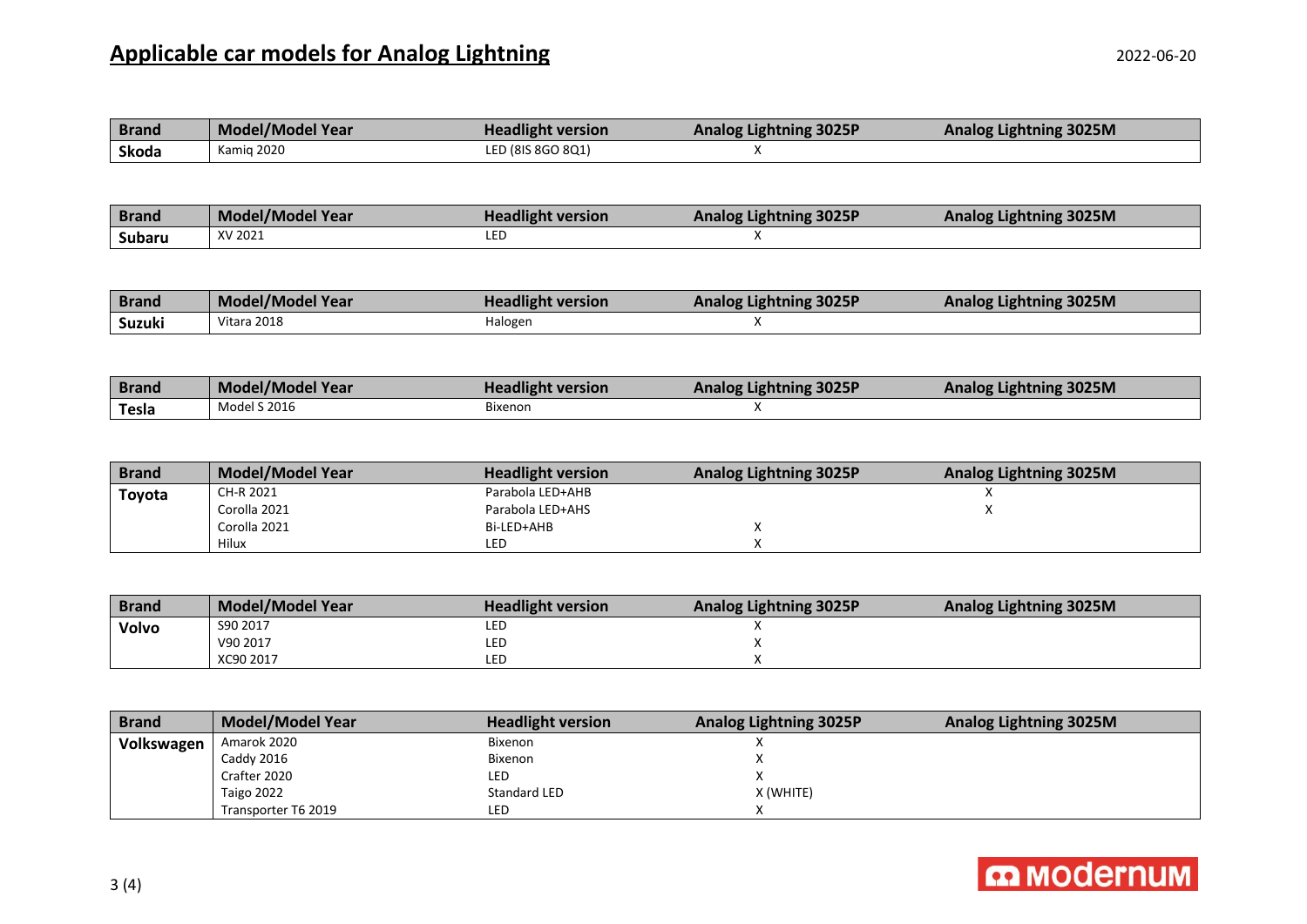# Applicable car models for Analog Lightning

2022-06-20

| Brand | Model/Model Year | Headlight version | Analog Lightning 3025P | Analog Lightning 3025M |
|---|---|---|---|---|
| **Skoda** | Kamiq 2020 | LED (8IS 8GO 8Q1) | X | |

| Brand | Model/Model Year | Headlight version | Analog Lightning 3025P | Analog Lightning 3025M |
|---|---|---|---|---|
| **Subaru** | XV 2021 | LED | X | |

| Brand | Model/Model Year | Headlight version | Analog Lightning 3025P | Analog Lightning 3025M |
|---|---|---|---|---|
| **Suzuki** | Vitara 2018 | Halogen | X | |

| Brand | Model/Model Year | Headlight version | Analog Lightning 3025P | Analog Lightning 3025M |
|---|---|---|---|---|
| **Tesla** | Model S 2016 | Bixenon | X | |

| Brand | Model/Model Year | Headlight version | Analog Lightning 3025P | Analog Lightning 3025M |
|---|---|---|---|---|
| **Toyota** | CH-R 2021 | Parabola LED+AHB | | X |
| | Corolla 2021 | Parabola LED+AHS | | X |
| | Corolla 2021 | Bi-LED+AHB | X | |
| | Hilux | LED | X | |

| Brand | Model/Model Year | Headlight version | Analog Lightning 3025P | Analog Lightning 3025M |
|---|---|---|---|---|
| **Volvo** | S90 2017 | LED | X | |
| | V90 2017 | LED | X | |
| | XC90 2017 | LED | X | |

| Brand | Model/Model Year | Headlight version | Analog Lightning 3025P | Analog Lightning 3025M |
|---|---|---|---|---|
| **Volkswagen** | Amarok 2020 | Bixenon | X | |
| | Caddy 2016 | Bixenon | X | |
| | Crafter 2020 | LED | X | |
| | Taigo 2022 | Standard LED | X (WHITE) | |
| | Transporter T6 2019 | LED | X | |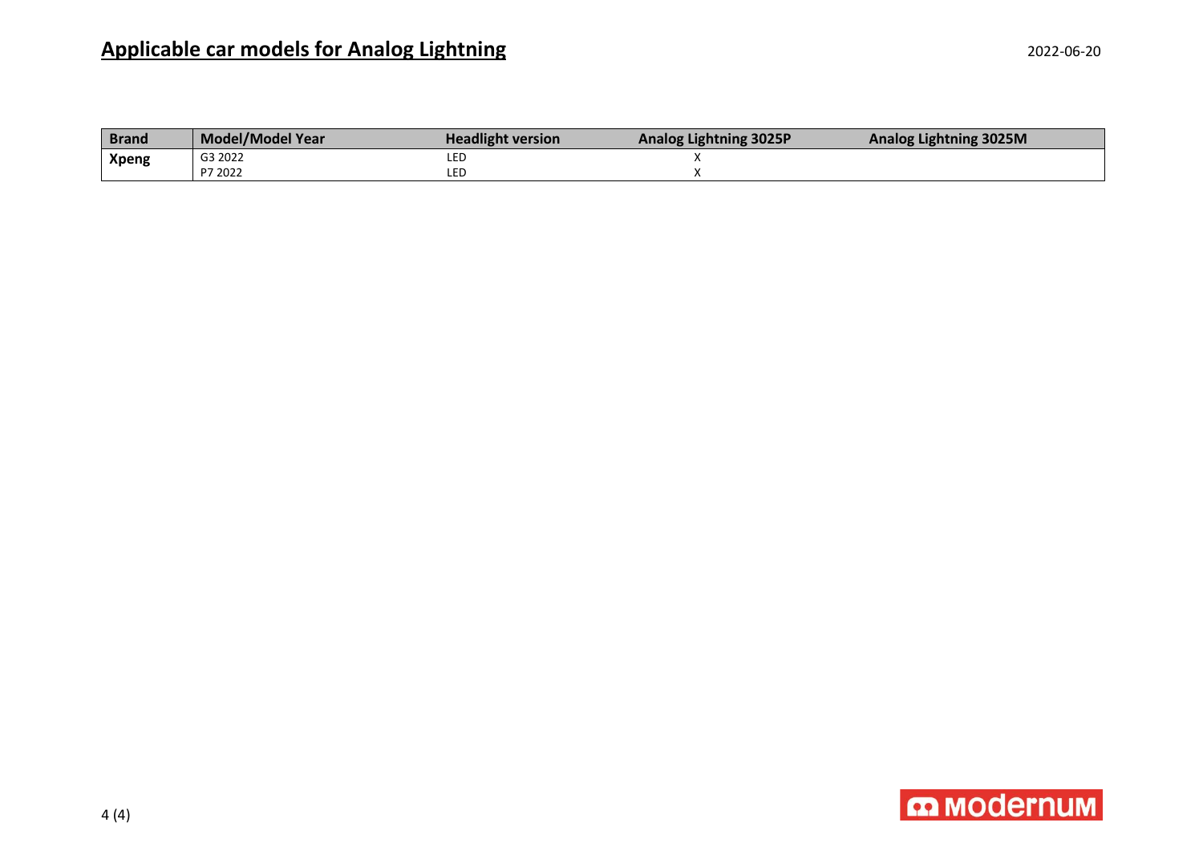## Applicable car models for Analog Lightning

2022-06-20

| Brand | Model/Model Year | Headlight version | Analog Lightning 3025P | Analog Lightning 3025M |
|---|---|---|---|---|
| **Xpeng** | G3 2022 | LED | X | |
| | P7 2022 | LED | X | |